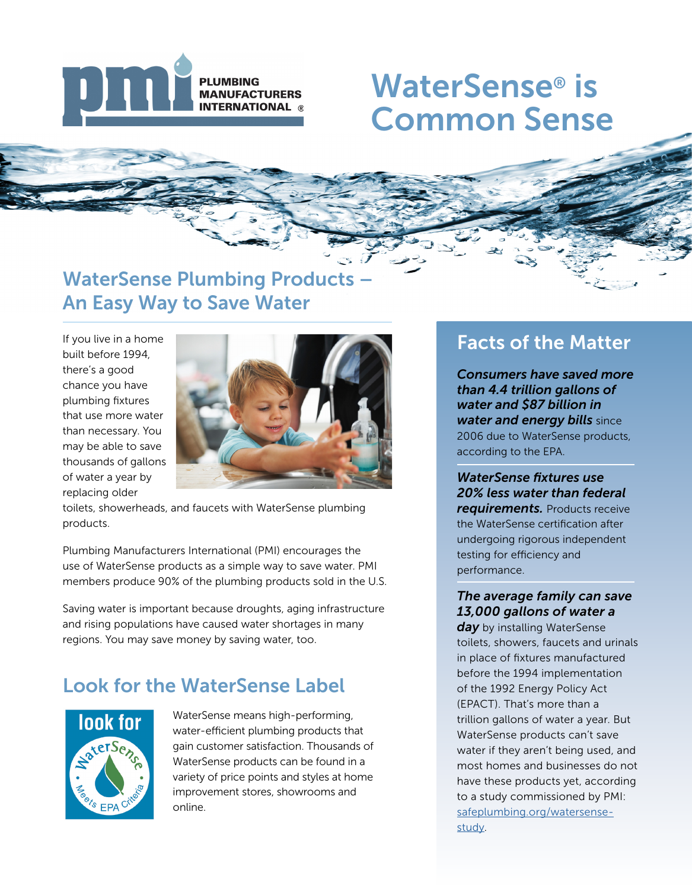# WaterSense® is Common Sense

## WaterSense Plumbing Products – An Easy Way to Save Water

If you live in a home built before 1994, there's a good chance you have plumbing fixtures that use more water than necessary. You may be able to save thousands of gallons of water a year by replacing older toilets, showerheads, and faucets with WaterSense plumbing products.

Plumbing Manufacturers International (PMI) encourages the use of WaterSense products as a simple way to save water. PMI members produce 90% of the plumbing products sold in the U.S.

Saving water is important because droughts, aging infrastructure and rising populations have caused water shortages in many regions. You may save money by saving water, too.

## Look for the WaterSense Label

WaterSense means high-performing, water-efficient plumbing products that gain customer satisfaction. Thousands of WaterSense products can be found in a variety of price points and styles at home improvement stores, showrooms and online.

## Facts of the Matter

***Consumers have saved more than 4.4 trillion gallons of water and $87 billion in water and energy bills*** since 2006 due to WaterSense products, according to the EPA.

***WaterSense fixtures use 20% less water than federal requirements.*** Products receive the WaterSense certification after undergoing rigorous independent testing for efficiency and performance.

***The average family can save 13,000 gallons of water a day*** by installing WaterSense toilets, showers, faucets and urinals in place of fixtures manufactured before the 1994 implementation of the 1992 Energy Policy Act (EPACT). That's more than a trillion gallons of water a year. But WaterSense products can't save water if they aren't being used, and most homes and businesses do not have these products yet, according to a study commissioned by PMI: safeplumbing.org/watersense-study.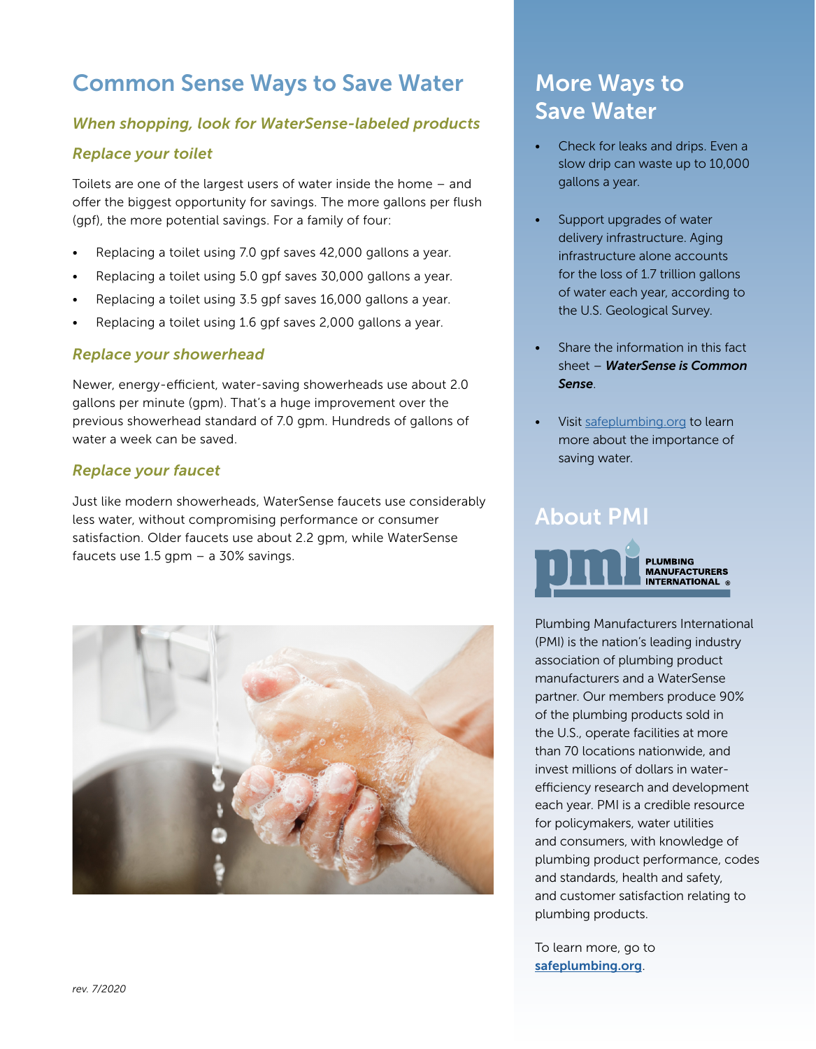# Common Sense Ways to Save Water

### *When shopping, look for WaterSense-labeled products*

### *Replace your toilet*

Toilets are one of the largest users of water inside the home – and offer the biggest opportunity for savings. The more gallons per flush (gpf), the more potential savings. For a family of four:

- Replacing a toilet using 7.0 gpf saves 42,000 gallons a year.
- Replacing a toilet using 5.0 gpf saves 30,000 gallons a year.
- Replacing a toilet using 3.5 gpf saves 16,000 gallons a year.
- Replacing a toilet using 1.6 gpf saves 2,000 gallons a year.

### *Replace your showerhead*

Newer, energy-efficient, water-saving showerheads use about 2.0 gallons per minute (gpm). That's a huge improvement over the previous showerhead standard of 7.0 gpm. Hundreds of gallons of water a week can be saved.

### *Replace your faucet*

Just like modern showerheads, WaterSense faucets use considerably less water, without compromising performance or consumer satisfaction. Older faucets use about 2.2 gpm, while WaterSense faucets use 1.5 gpm – a 30% savings.

rev. 7/2020

## More Ways to Save Water

- Check for leaks and drips. Even a slow drip can waste up to 10,000 gallons a year.
- Support upgrades of water delivery infrastructure. Aging infrastructure alone accounts for the loss of 1.7 trillion gallons of water each year, according to the U.S. Geological Survey.
- Share the information in this fact sheet – ***WaterSense is Common Sense***.
- Visit safeplumbing.org to learn more about the importance of saving water.

## About PMI

PLUMBING MANUFACTURERS INTERNATIONAL ®

Plumbing Manufacturers International (PMI) is the nation's leading industry association of plumbing product manufacturers and a WaterSense partner. Our members produce 90% of the plumbing products sold in the U.S., operate facilities at more than 70 locations nationwide, and invest millions of dollars in water-efficiency research and development each year. PMI is a credible resource for policymakers, water utilities and consumers, with knowledge of plumbing product performance, codes and standards, health and safety, and customer satisfaction relating to plumbing products.

To learn more, go to **safeplumbing.org**.